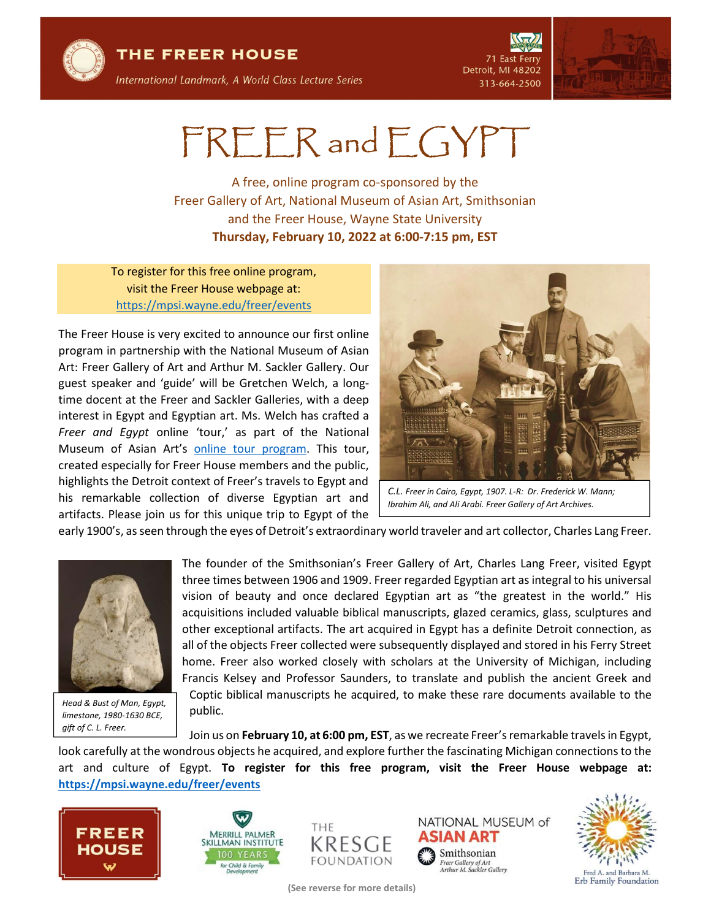THE FREER HOUSE

*International Landmark, A World Class Lecture Series*

71 East Ferry
Detroit, MI 48202
313-664-2500

# FREER and EGYPT

A free, online program co-sponsored by the Freer Gallery of Art, National Museum of Asian Art, Smithsonian and the Freer House, Wayne State University

**Thursday, February 10, 2022 at 6:00-7:15 pm, EST**

To register for this free online program, visit the Freer House webpage at: https://mpsi.wayne.edu/freer/events

The Freer House is very excited to announce our first online program in partnership with the National Museum of Asian Art: Freer Gallery of Art and Arthur M. Sackler Gallery. Our guest speaker and 'guide' will be Gretchen Welch, a long-time docent at the Freer and Sackler Galleries, with a deep interest in Egypt and Egyptian art. Ms. Welch has crafted a *Freer and Egypt* online 'tour,' as part of the National Museum of Asian Art's online tour program. This tour, created especially for Freer House members and the public, highlights the Detroit context of Freer's travels to Egypt and his remarkable collection of diverse Egyptian art and artifacts. Please join us for this unique trip to Egypt of the early 1900's, as seen through the eyes of Detroit's extraordinary world traveler and art collector, Charles Lang Freer.

*C.L. Freer in Cairo, Egypt, 1907. L-R: Dr. Frederick W. Mann; Ibrahim Ali, and Ali Arabi. Freer Gallery of Art Archives.*

The founder of the Smithsonian's Freer Gallery of Art, Charles Lang Freer, visited Egypt three times between 1906 and 1909. Freer regarded Egyptian art as integral to his universal vision of beauty and once declared Egyptian art as "the greatest in the world." His acquisitions included valuable biblical manuscripts, glazed ceramics, glass, sculptures and other exceptional artifacts. The art acquired in Egypt has a definite Detroit connection, as all of the objects Freer collected were subsequently displayed and stored in his Ferry Street home. Freer also worked closely with scholars at the University of Michigan, including Francis Kelsey and Professor Saunders, to translate and publish the ancient Greek and Coptic biblical manuscripts he acquired, to make these rare documents available to the public.

*Head & Bust of Man, Egypt, limestone, 1980-1630 BCE, gift of C. L. Freer.*

Join us on **February 10, at 6:00 pm, EST**, as we recreate Freer's remarkable travels in Egypt, look carefully at the wondrous objects he acquired, and explore further the fascinating Michigan connections to the art and culture of Egypt. **To register for this free program, visit the Freer House webpage at: https://mpsi.wayne.edu/freer/events**

FREER HOUSE | MERRILL PALMER SKILLMAN INSTITUTE 100 YEARS for Child & Family Development | THE KRESGE FOUNDATION | NATIONAL MUSEUM of ASIAN ART Smithsonian Freer Gallery of Art Arthur M. Sackler Gallery | Fred A. and Barbara M. Erb Family Foundation

(See reverse for more details)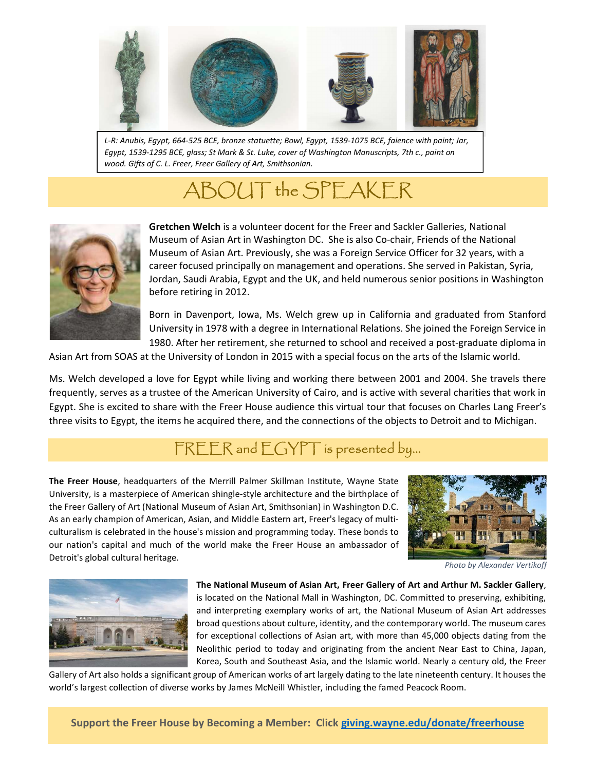*L-R: Anubis, Egypt, 664-525 BCE, bronze statuette; Bowl, Egypt, 1539-1075 BCE, faience with paint; Jar, Egypt, 1539-1295 BCE, glass; St Mark & St. Luke, cover of Washington Manuscripts, 7th c., paint on wood. Gifts of C. L. Freer, Freer Gallery of Art, Smithsonian.*

## ABOUT the SPEAKER

**Gretchen Welch** is a volunteer docent for the Freer and Sackler Galleries, National Museum of Asian Art in Washington DC. She is also Co-chair, Friends of the National Museum of Asian Art. Previously, she was a Foreign Service Officer for 32 years, with a career focused principally on management and operations. She served in Pakistan, Syria, Jordan, Saudi Arabia, Egypt and the UK, and held numerous senior positions in Washington before retiring in 2012.

Born in Davenport, Iowa, Ms. Welch grew up in California and graduated from Stanford University in 1978 with a degree in International Relations. She joined the Foreign Service in 1980. After her retirement, she returned to school and received a post-graduate diploma in Asian Art from SOAS at the University of London in 2015 with a special focus on the arts of the Islamic world.

Ms. Welch developed a love for Egypt while living and working there between 2001 and 2004. She travels there frequently, serves as a trustee of the American University of Cairo, and is active with several charities that work in Egypt. She is excited to share with the Freer House audience this virtual tour that focuses on Charles Lang Freer's three visits to Egypt, the items he acquired there, and the connections of the objects to Detroit and to Michigan.

## FREER and EGYPT is presented by...

**The Freer House**, headquarters of the Merrill Palmer Skillman Institute, Wayne State University, is a masterpiece of American shingle-style architecture and the birthplace of the Freer Gallery of Art (National Museum of Asian Art, Smithsonian) in Washington D.C. As an early champion of American, Asian, and Middle Eastern art, Freer's legacy of multi-culturalism is celebrated in the house's mission and programming today. These bonds to our nation's capital and much of the world make the Freer House an ambassador of Detroit's global cultural heritage.

*Photo by Alexander Vertikoff*

**The National Museum of Asian Art, Freer Gallery of Art and Arthur M. Sackler Gallery**, is located on the National Mall in Washington, DC. Committed to preserving, exhibiting, and interpreting exemplary works of art, the National Museum of Asian Art addresses broad questions about culture, identity, and the contemporary world. The museum cares for exceptional collections of Asian art, with more than 45,000 objects dating from the Neolithic period to today and originating from the ancient Near East to China, Japan, Korea, South and Southeast Asia, and the Islamic world. Nearly a century old, the Freer Gallery of Art also holds a significant group of American works of art largely dating to the late nineteenth century. It houses the world's largest collection of diverse works by James McNeill Whistler, including the famed Peacock Room.

**Support the Freer House by Becoming a Member: Click [giving.wayne.edu/donate/freerhouse](giving.wayne.edu/donate/freerhouse)**